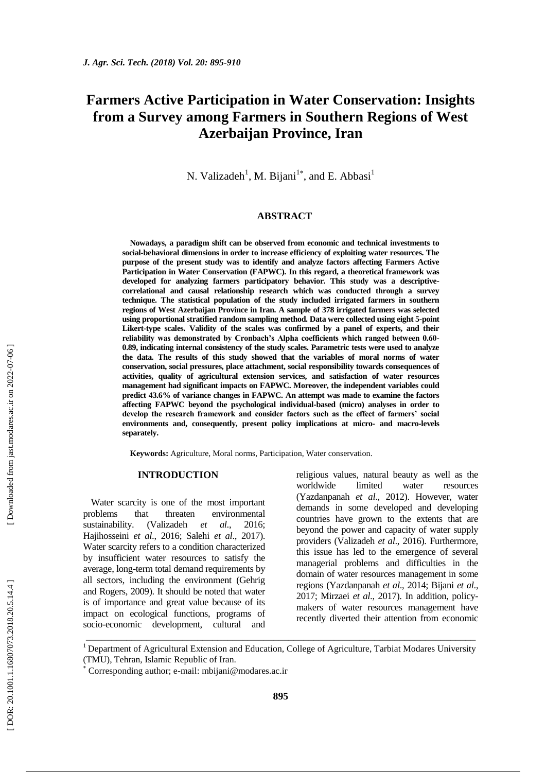# Farmers Active Participation in Water Conservation: Insights from a Survey among Farmers in Southern Regions of West Azerbaijan Province, Iran

N. Valizadeh[1], M. Bijani[1*], and E. Abbasi[1]

## ABSTRACT

**Nowadays, a paradigm shift can be observed from economic and technical investments to social-behavioral dimensions in order to increase efficiency of exploiting water resources. The purpose of the present study was to identify and analyze factors affecting Farmers Active Participation in Water Conservation (FAPWC). In this regard, a theoretical framework was developed for analyzing farmers participatory behavior. This study was a descriptive-correlational and causal relationship research which was conducted through a survey technique. The statistical population of the study included irrigated farmers in southern regions of West Azerbaijan Province in Iran. A sample of 378 irrigated farmers was selected using proportional stratified random sampling method. Data were collected using eight 5-point Likert-type scales. Validity of the scales was confirmed by a panel of experts, and their reliability was demonstrated by Cronbach's Alpha coefficients which ranged between 0.60-0.89, indicating internal consistency of the study scales. Parametric tests were used to analyze the data. The results of this study showed that the variables of moral norms of water conservation, social pressures, place attachment, social responsibility towards consequences of activities, quality of agricultural extension services, and satisfaction of water resources management had significant impacts on FAPWC. Moreover, the independent variables could predict 43.6% of variance changes in FAPWC. An attempt was made to examine the factors affecting FAPWC beyond the psychological individual-based (micro) analyses in order to develop the research framework and consider factors such as the effect of farmers' social environments and, consequently, present policy implications at micro- and macro-levels separately.**

**Keywords:** Agriculture, Moral norms, Participation, Water conservation.

## INTRODUCTION

Water scarcity is one of the most important problems that threaten environmental sustainability. (Valizadeh *et al*., 2016; Hajihosseini *et al*., 2016; Salehi *et al*., 2017). Water scarcity refers to a condition characterized by insufficient water resources to satisfy the average, long-term total demand requirements by all sectors, including the environment (Gehrig and Rogers, 2009). It should be noted that water is of importance and great value because of its impact on ecological functions, programs of socio-economic development, cultural and religious values, natural beauty as well as the worldwide limited water resources (Yazdanpanah *et al*., 2012). However, water demands in some developed and developing countries have grown to the extents that are beyond the power and capacity of water supply providers (Valizadeh *et al*., 2016). Furthermore, this issue has led to the emergence of several managerial problems and difficulties in the domain of water resources management in some regions (Yazdanpanah *et al*., 2014; Bijani *et al*., 2017; Mirzaei *et al*., 2017). In addition, policy-makers of water resources management have recently diverted their attention from economic

---

[1] Department of Agricultural Extension and Education, College of Agriculture, Tarbiat Modares University (TMU), Tehran, Islamic Republic of Iran.

[*] Corresponding author; e-mail: mbijani@modares.ac.ir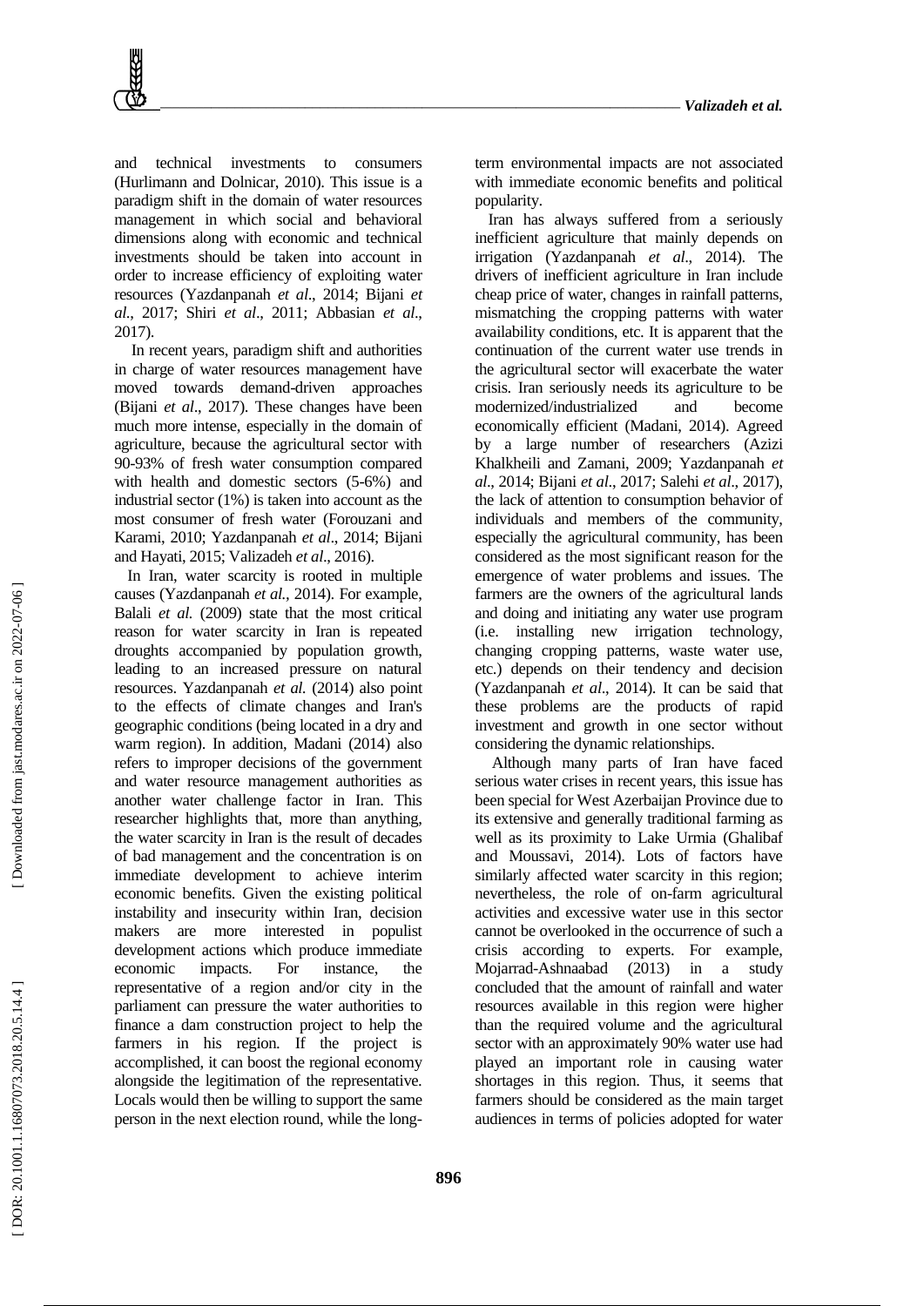and technical investments to consumers (Hurlimann and Dolnicar, 2010). This issue is a paradigm shift in the domain of water resources management in which social and behavioral dimensions along with economic and technical investments should be taken into account in order to increase efficiency of exploiting water resources (Yazdanpanah *et al*., 2014; Bijani *et al*., 2017; Shiri *et al*., 2011; Abbasian *et al*., 2017).

In recent years, paradigm shift and authorities in charge of water resources management have moved towards demand-driven approaches (Bijani *et al*., 2017). These changes have been much more intense, especially in the domain of agriculture, because the agricultural sector with 90-93% of fresh water consumption compared with health and domestic sectors (5-6%) and industrial sector (1%) is taken into account as the most consumer of fresh water (Forouzani and Karami, 2010; Yazdanpanah *et al*., 2014; Bijani and Hayati, 2015; Valizadeh *et al*., 2016).

In Iran, water scarcity is rooted in multiple causes (Yazdanpanah *et al.,* 2014). For example, Balali *et al.* (2009) state that the most critical reason for water scarcity in Iran is repeated droughts accompanied by population growth, leading to an increased pressure on natural resources. Yazdanpanah *et al.* (2014) also point to the effects of climate changes and Iran's geographic conditions (being located in a dry and warm region). In addition, Madani (2014) also refers to improper decisions of the government and water resource management authorities as another water challenge factor in Iran. This researcher highlights that, more than anything, the water scarcity in Iran is the result of decades of bad management and the concentration is on immediate development to achieve interim economic benefits. Given the existing political instability and insecurity within Iran, decision makers are more interested in populist development actions which produce immediate economic impacts. For instance, the representative of a region and/or city in the parliament can pressure the water authorities to finance a dam construction project to help the farmers in his region. If the project is accomplished, it can boost the regional economy alongside the legitimation of the representative. Locals would then be willing to support the same person in the next election round, while the long-term environmental impacts are not associated with immediate economic benefits and political popularity.

Iran has always suffered from a seriously inefficient agriculture that mainly depends on irrigation (Yazdanpanah *et al*., 2014). The drivers of inefficient agriculture in Iran include cheap price of water, changes in rainfall patterns, mismatching the cropping patterns with water availability conditions, etc. It is apparent that the continuation of the current water use trends in the agricultural sector will exacerbate the water crisis. Iran seriously needs its agriculture to be modernized/industrialized and become economically efficient (Madani, 2014). Agreed by a large number of researchers (Azizi Khalkheili and Zamani, 2009; Yazdanpanah *et al*., 2014; Bijani *et al*., 2017; Salehi *et al*., 2017), the lack of attention to consumption behavior of individuals and members of the community, especially the agricultural community, has been considered as the most significant reason for the emergence of water problems and issues. The farmers are the owners of the agricultural lands and doing and initiating any water use program (i.e. installing new irrigation technology, changing cropping patterns, waste water use, etc.) depends on their tendency and decision (Yazdanpanah *et al*., 2014). It can be said that these problems are the products of rapid investment and growth in one sector without considering the dynamic relationships.

Although many parts of Iran have faced serious water crises in recent years, this issue has been special for West Azerbaijan Province due to its extensive and generally traditional farming as well as its proximity to Lake Urmia (Ghalibaf and Moussavi, 2014). Lots of factors have similarly affected water scarcity in this region; nevertheless, the role of on-farm agricultural activities and excessive water use in this sector cannot be overlooked in the occurrence of such a crisis according to experts. For example, Mojarrad-Ashnaabad (2013) in a study concluded that the amount of rainfall and water resources available in this region were higher than the required volume and the agricultural sector with an approximately 90% water use had played an important role in causing water shortages in this region. Thus, it seems that farmers should be considered as the main target audiences in terms of policies adopted for water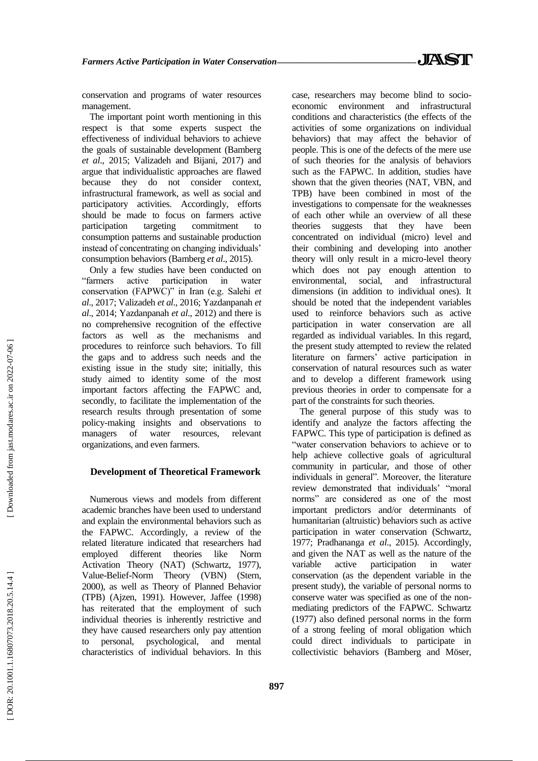conservation and programs of water resources management.

The important point worth mentioning in this respect is that some experts suspect the effectiveness of individual behaviors to achieve the goals of sustainable development (Bamberg *et al*., 2015; Valizadeh and Bijani, 2017) and argue that individualistic approaches are flawed because they do not consider context, infrastructural framework, as well as social and participatory activities. Accordingly, efforts should be made to focus on farmers active participation targeting commitment to consumption patterns and sustainable production instead of concentrating on changing individuals' consumption behaviors (Bamberg *et al*., 2015).

Only a few studies have been conducted on "farmers active participation in water conservation (FAPWC)" in Iran (e.g. Salehi *et al*., 2017; Valizadeh *et al*., 2016; Yazdanpanah *et al*., 2014; Yazdanpanah *et al*., 2012) and there is no comprehensive recognition of the effective factors as well as the mechanisms and procedures to reinforce such behaviors. To fill the gaps and to address such needs and the existing issue in the study site; initially, this study aimed to identity some of the most important factors affecting the FAPWC and, secondly, to facilitate the implementation of the research results through presentation of some policy-making insights and observations to managers of water resources, relevant organizations, and even farmers.

## Development of Theoretical Framework

Numerous views and models from different academic branches have been used to understand and explain the environmental behaviors such as the FAPWC. Accordingly, a review of the related literature indicated that researchers had employed different theories like Norm Activation Theory (NAT) (Schwartz, 1977), Value-Belief-Norm Theory (VBN) (Stern, 2000), as well as Theory of Planned Behavior (TPB) (Ajzen, 1991). However, Jaffee (1998) has reiterated that the employment of such individual theories is inherently restrictive and they have caused researchers only pay attention to personal, psychological, and mental characteristics of individual behaviors. In this case, researchers may become blind to socio-economic environment and infrastructural conditions and characteristics (the effects of the activities of some organizations on individual behaviors) that may affect the behavior of people. This is one of the defects of the mere use of such theories for the analysis of behaviors such as the FAPWC. In addition, studies have shown that the given theories (NAT, VBN, and TPB) have been combined in most of the investigations to compensate for the weaknesses of each other while an overview of all these theories suggests that they have been concentrated on individual (micro) level and their combining and developing into another theory will only result in a micro-level theory which does not pay enough attention to environmental, social, and infrastructural dimensions (in addition to individual ones). It should be noted that the independent variables used to reinforce behaviors such as active participation in water conservation are all regarded as individual variables. In this regard, the present study attempted to review the related literature on farmers' active participation in conservation of natural resources such as water and to develop a different framework using previous theories in order to compensate for a part of the constraints for such theories.

The general purpose of this study was to identify and analyze the factors affecting the FAPWC. This type of participation is defined as "water conservation behaviors to achieve or to help achieve collective goals of agricultural community in particular, and those of other individuals in general". Moreover, the literature review demonstrated that individuals' "moral norms" are considered as one of the most important predictors and/or determinants of humanitarian (altruistic) behaviors such as active participation in water conservation (Schwartz, 1977; Pradhananga *et al*., 2015). Accordingly, and given the NAT as well as the nature of the variable active participation in water conservation (as the dependent variable in the present study), the variable of personal norms to conserve water was specified as one of the non-mediating predictors of the FAPWC. Schwartz (1977) also defined personal norms in the form of a strong feeling of moral obligation which could direct individuals to participate in collectivistic behaviors (Bamberg and Möser,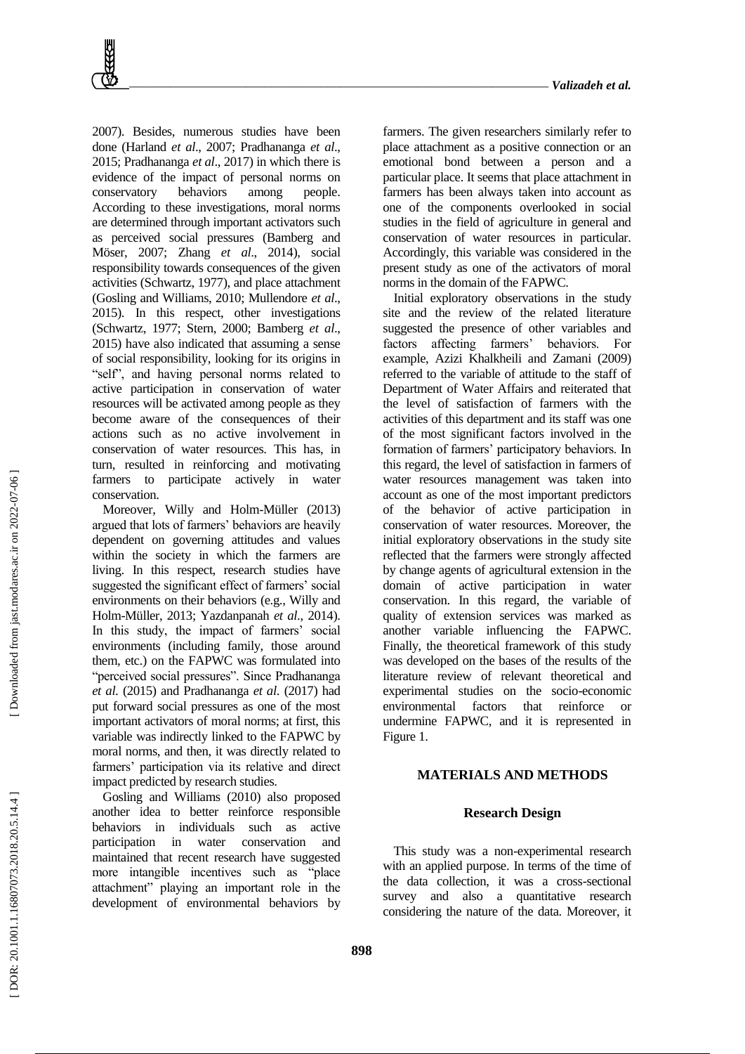2007). Besides, numerous studies have been done (Harland *et al*., 2007; Pradhananga *et al*., 2015; Pradhananga *et al*., 2017) in which there is evidence of the impact of personal norms on conservatory behaviors among people. According to these investigations, moral norms are determined through important activators such as perceived social pressures (Bamberg and Möser, 2007; Zhang *et al*., 2014), social responsibility towards consequences of the given activities (Schwartz, 1977), and place attachment (Gosling and Williams, 2010; Mullendore *et al*., 2015). In this respect, other investigations (Schwartz, 1977; Stern, 2000; Bamberg *et al*., 2015) have also indicated that assuming a sense of social responsibility, looking for its origins in "self", and having personal norms related to active participation in conservation of water resources will be activated among people as they become aware of the consequences of their actions such as no active involvement in conservation of water resources. This has, in turn, resulted in reinforcing and motivating farmers to participate actively in water conservation.

Moreover, Willy and Holm-Müller (2013) argued that lots of farmers' behaviors are heavily dependent on governing attitudes and values within the society in which the farmers are living. In this respect, research studies have suggested the significant effect of farmers' social environments on their behaviors (e.g., Willy and Holm-Müller, 2013; Yazdanpanah *et al*., 2014). In this study, the impact of farmers' social environments (including family, those around them, etc.) on the FAPWC was formulated into "perceived social pressures". Since Pradhananga *et al.* (2015) and Pradhananga *et al.* (2017) had put forward social pressures as one of the most important activators of moral norms; at first, this variable was indirectly linked to the FAPWC by moral norms, and then, it was directly related to farmers' participation via its relative and direct impact predicted by research studies.

Gosling and Williams (2010) also proposed another idea to better reinforce responsible behaviors in individuals such as active participation in water conservation and maintained that recent research have suggested more intangible incentives such as "place attachment" playing an important role in the development of environmental behaviors by farmers. The given researchers similarly refer to place attachment as a positive connection or an emotional bond between a person and a particular place. It seems that place attachment in farmers has been always taken into account as one of the components overlooked in social studies in the field of agriculture in general and conservation of water resources in particular. Accordingly, this variable was considered in the present study as one of the activators of moral norms in the domain of the FAPWC.

Initial exploratory observations in the study site and the review of the related literature suggested the presence of other variables and factors affecting farmers' behaviors. For example, Azizi Khalkheili and Zamani (2009) referred to the variable of attitude to the staff of Department of Water Affairs and reiterated that the level of satisfaction of farmers with the activities of this department and its staff was one of the most significant factors involved in the formation of farmers' participatory behaviors. In this regard, the level of satisfaction in farmers of water resources management was taken into account as one of the most important predictors of the behavior of active participation in conservation of water resources. Moreover, the initial exploratory observations in the study site reflected that the farmers were strongly affected by change agents of agricultural extension in the domain of active participation in water conservation. In this regard, the variable of quality of extension services was marked as another variable influencing the FAPWC. Finally, the theoretical framework of this study was developed on the bases of the results of the literature review of relevant theoretical and experimental studies on the socio-economic environmental factors that reinforce or undermine FAPWC, and it is represented in Figure 1.

## MATERIALS AND METHODS

### Research Design

This study was a non-experimental research with an applied purpose. In terms of the time of the data collection, it was a cross-sectional survey and also a quantitative research considering the nature of the data. Moreover, it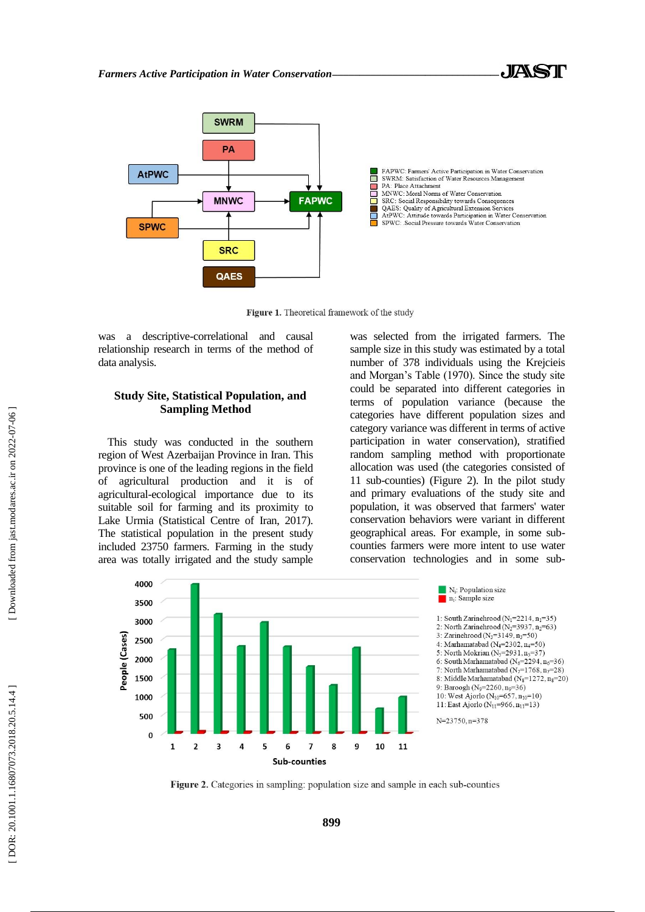Figure 1. Theoretical framework of the study

was a descriptive-correlational and causal relationship research in terms of the method of data analysis.

### Study Site, Statistical Population, and Sampling Method

This study was conducted in the southern region of West Azerbaijan Province in Iran. This province is one of the leading regions in the field of agricultural production and it is of agricultural-ecological importance due to its suitable soil for farming and its proximity to Lake Urmia (Statistical Centre of Iran, 2017). The statistical population in the present study included 23750 farmers. Farming in the study area was totally irrigated and the study sample was selected from the irrigated farmers. The sample size in this study was estimated by a total number of 378 individuals using the Krejcieis and Morgan's Table (1970). Since the study site could be separated into different categories in terms of population variance (because the categories have different population sizes and category variance was different in terms of active participation in water conservation), stratified random sampling method with proportionate allocation was used (the categories consisted of 11 sub-counties) (Figure 2). In the pilot study and primary evaluations of the study site and population, it was observed that farmers' water conservation behaviors were variant in different geographical areas. For example, in some sub-counties farmers were more intent to use water conservation technologies and in some sub-

Figure 2. Categories in sampling: population size and sample in each sub-counties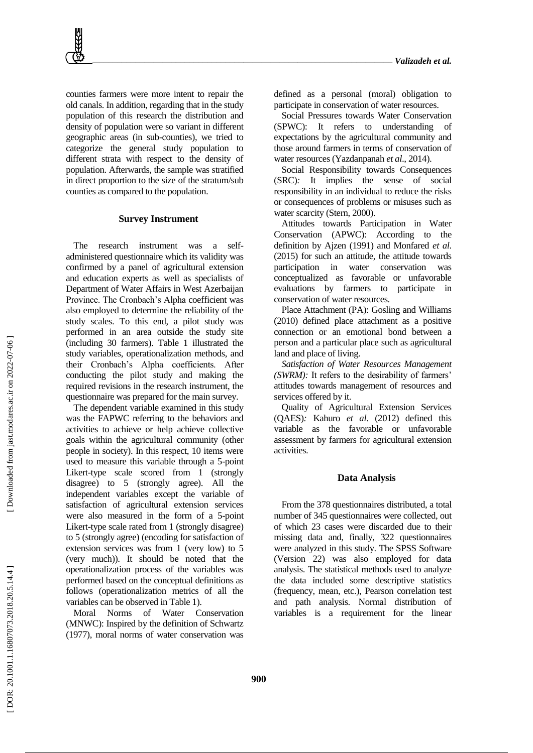counties farmers were more intent to repair the old canals. In addition, regarding that in the study population of this research the distribution and density of population were so variant in different geographic areas (in sub-counties), we tried to categorize the general study population to different strata with respect to the density of population. Afterwards, the sample was stratified in direct proportion to the size of the stratum/sub counties as compared to the population.

### Survey Instrument

The research instrument was a self-administered questionnaire which its validity was confirmed by a panel of agricultural extension and education experts as well as specialists of Department of Water Affairs in West Azerbaijan Province. The Cronbach's Alpha coefficient was also employed to determine the reliability of the study scales. To this end, a pilot study was performed in an area outside the study site (including 30 farmers). Table 1 illustrated the study variables, operationalization methods, and their Cronbach's Alpha coefficients. After conducting the pilot study and making the required revisions in the research instrument, the questionnaire was prepared for the main survey.

The dependent variable examined in this study was the FAPWC referring to the behaviors and activities to achieve or help achieve collective goals within the agricultural community (other people in society). In this respect, 10 items were used to measure this variable through a 5-point Likert-type scale scored from 1 (strongly disagree) to 5 (strongly agree). All the independent variables except the variable of satisfaction of agricultural extension services were also measured in the form of a 5-point Likert-type scale rated from 1 (strongly disagree) to 5 (strongly agree) (encoding for satisfaction of extension services was from 1 (very low) to 5 (very much)). It should be noted that the operationalization process of the variables was performed based on the conceptual definitions as follows (operationalization metrics of all the variables can be observed in Table 1).

Moral Norms of Water Conservation (MNWC): Inspired by the definition of Schwartz (1977), moral norms of water conservation was defined as a personal (moral) obligation to participate in conservation of water resources.

Social Pressures towards Water Conservation (SPWC): It refers to understanding of expectations by the agricultural community and those around farmers in terms of conservation of water resources (Yazdanpanah *et al*., 2014).

Social Responsibility towards Consequences (SRC)*:* It implies the sense of social responsibility in an individual to reduce the risks or consequences of problems or misuses such as water scarcity (Stern, 2000).

Attitudes towards Participation in Water Conservation (APWC): According to the definition by Ajzen (1991) and Monfared *et al*. (2015) for such an attitude, the attitude towards participation in water conservation was conceptualized as favorable or unfavorable evaluations by farmers to participate in conservation of water resources.

Place Attachment (PA): Gosling and Williams (2010) defined place attachment as a positive connection or an emotional bond between a person and a particular place such as agricultural land and place of living.

*Satisfaction of Water Resources Management (SWRM):* It refers to the desirability of farmers' attitudes towards management of resources and services offered by it.

Quality of Agricultural Extension Services (QAES)*:* Kahuro *et al*. (2012) defined this variable as the favorable or unfavorable assessment by farmers for agricultural extension activities.

### Data Analysis

From the 378 questionnaires distributed, a total number of 345 questionnaires were collected, out of which 23 cases were discarded due to their missing data and, finally, 322 questionnaires were analyzed in this study. The SPSS Software (Version 22) was also employed for data analysis. The statistical methods used to analyze the data included some descriptive statistics (frequency, mean, etc.), Pearson correlation test and path analysis. Normal distribution of variables is a requirement for the linear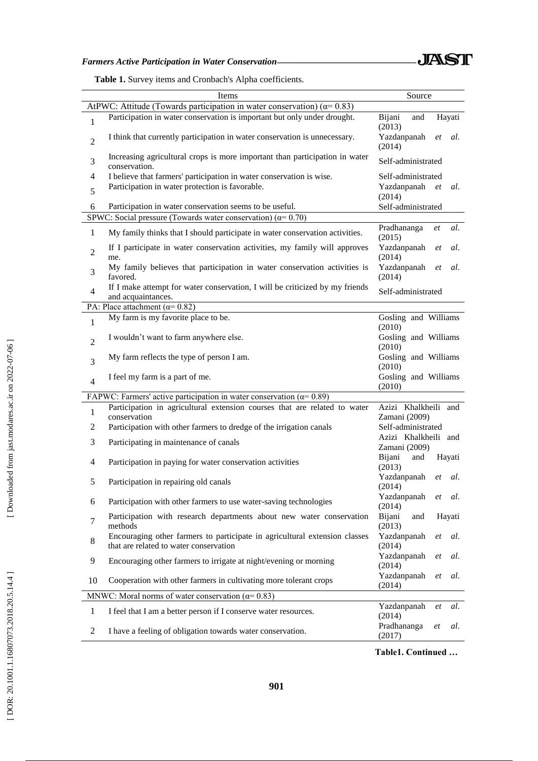**Table 1.** Survey items and Cronbach's Alpha coefficients.

| | Items | Source |
|---|---|---|
| AtPWC: Attitude (Towards participation in water conservation) (α= 0.83) | | |
| 1 | Participation in water conservation is important but only under drought. | Bijani and Hayati (2013) |
| 2 | I think that currently participation in water conservation is unnecessary. | Yazdanpanah *et al*. (2014) |
| 3 | Increasing agricultural crops is more important than participation in water conservation. | Self-administrated |
| 4 | I believe that farmers' participation in water conservation is wise. | Self-administrated |
| 5 | Participation in water protection is favorable. | Yazdanpanah *et al*. (2014) |
| 6 | Participation in water conservation seems to be useful. | Self-administrated |
| SPWC: Social pressure (Towards water conservation) (α= 0.70) | | |
| 1 | My family thinks that I should participate in water conservation activities. | Pradhananga *et al*. (2015) |
| 2 | If I participate in water conservation activities, my family will approves me. | Yazdanpanah *et al*. (2014) |
| 3 | My family believes that participation in water conservation activities is favored. | Yazdanpanah *et al*. (2014) |
| 4 | If I make attempt for water conservation, I will be criticized by my friends and acquaintances. | Self-administrated |
| PA: Place attachment (α= 0.82) | | |
| 1 | My farm is my favorite place to be. | Gosling and Williams (2010) |
| 2 | I wouldn't want to farm anywhere else. | Gosling and Williams (2010) |
| 3 | My farm reflects the type of person I am. | Gosling and Williams (2010) |
| 4 | I feel my farm is a part of me. | Gosling and Williams (2010) |
| FAPWC: Farmers' active participation in water conservation (α= 0.89) | | |
| 1 | Participation in agricultural extension courses that are related to water conservation | Azizi Khalkheili and Zamani (2009) |
| 2 | Participation with other farmers to dredge of the irrigation canals | Self-administrated |
| 3 | Participating in maintenance of canals | Azizi Khalkheili and Zamani (2009) |
| 4 | Participation in paying for water conservation activities | Bijani and Hayati (2013) |
| 5 | Participation in repairing old canals | Yazdanpanah *et al*. (2014) |
| 6 | Participation with other farmers to use water-saving technologies | Yazdanpanah *et al*. (2014) |
| 7 | Participation with research departments about new water conservation methods | Bijani and Hayati (2013) |
| 8 | Encouraging other farmers to participate in agricultural extension classes that are related to water conservation | Yazdanpanah *et al*. (2014) |
| 9 | Encouraging other farmers to irrigate at night/evening or morning | Yazdanpanah *et al*. (2014) |
| 10 | Cooperation with other farmers in cultivating more tolerant crops | Yazdanpanah *et al*. (2014) |
| MNWC: Moral norms of water conservation (α= 0.83) | | |
| 1 | I feel that I am a better person if I conserve water resources. | Yazdanpanah *et al*. (2014) |
| 2 | I have a feeling of obligation towards water conservation. | Pradhananga *et al*. (2017) |

**Table1. Continued …**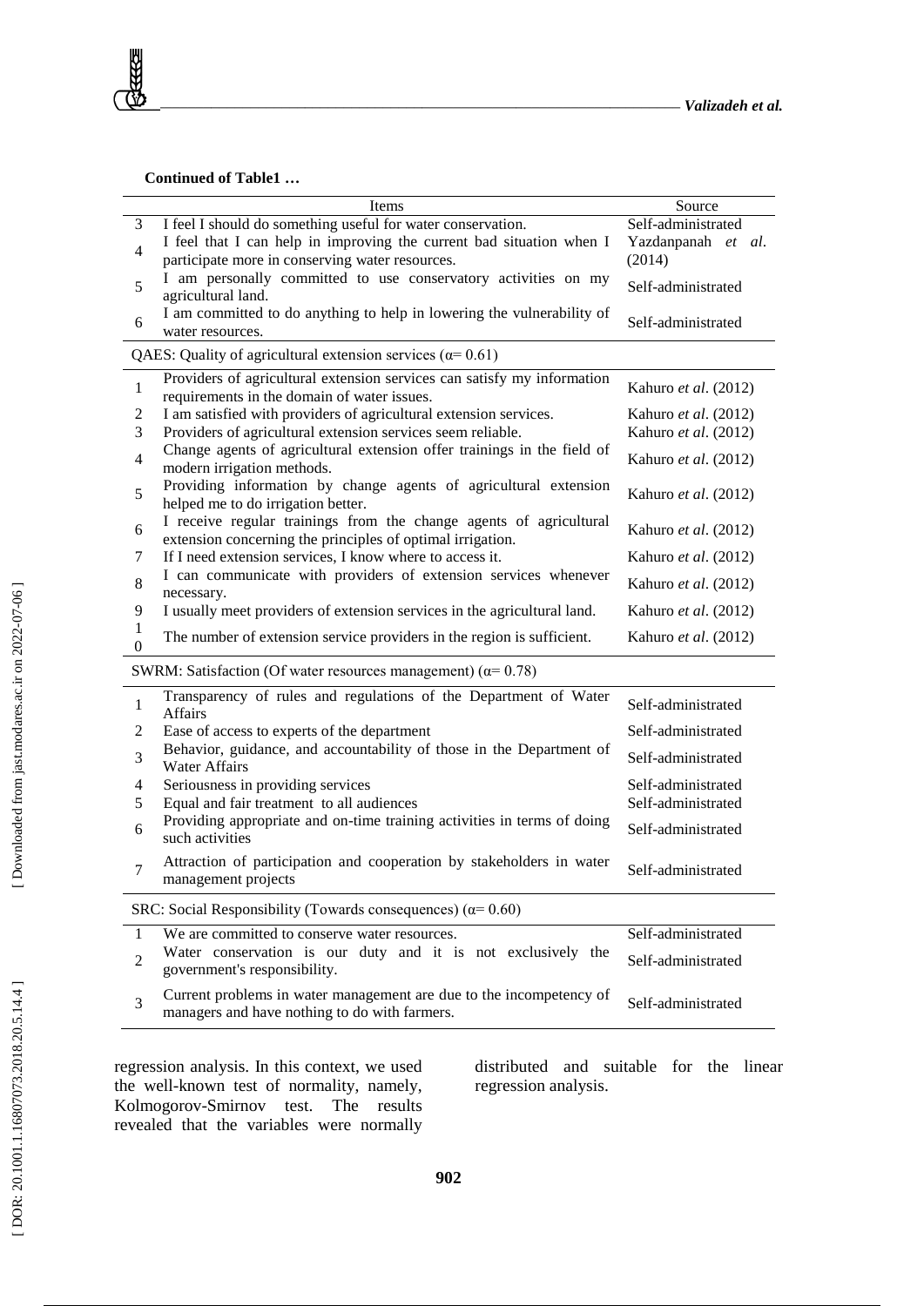**Continued of Table1 …**

| | Items | Source |
|---|---|---|
| 3 | I feel I should do something useful for water conservation. | Self-administrated |
| 4 | I feel that I can help in improving the current bad situation when I participate more in conserving water resources. | Yazdanpanah *et al*. (2014) |
| 5 | I am personally committed to use conservatory activities on my agricultural land. | Self-administrated |
| 6 | I am committed to do anything to help in lowering the vulnerability of water resources. | Self-administrated |
| QAES: Quality of agricultural extension services (α= 0.61) | | |
| 1 | Providers of agricultural extension services can satisfy my information requirements in the domain of water issues. | Kahuro *et al*. (2012) |
| 2 | I am satisfied with providers of agricultural extension services. | Kahuro *et al*. (2012) |
| 3 | Providers of agricultural extension services seem reliable. | Kahuro *et al*. (2012) |
| 4 | Change agents of agricultural extension offer trainings in the field of modern irrigation methods. | Kahuro *et al*. (2012) |
| 5 | Providing information by change agents of agricultural extension helped me to do irrigation better. | Kahuro *et al*. (2012) |
| 6 | I receive regular trainings from the change agents of agricultural extension concerning the principles of optimal irrigation. | Kahuro *et al*. (2012) |
| 7 | If I need extension services, I know where to access it. | Kahuro *et al*. (2012) |
| 8 | I can communicate with providers of extension services whenever necessary. | Kahuro *et al*. (2012) |
| 9 | I usually meet providers of extension services in the agricultural land. | Kahuro *et al*. (2012) |
| 10 | The number of extension service providers in the region is sufficient. | Kahuro *et al*. (2012) |
| SWRM: Satisfaction (Of water resources management) (α= 0.78) | | |
| 1 | Transparency of rules and regulations of the Department of Water Affairs | Self-administrated |
| 2 | Ease of access to experts of the department | Self-administrated |
| 3 | Behavior, guidance, and accountability of those in the Department of Water Affairs | Self-administrated |
| 4 | Seriousness in providing services | Self-administrated |
| 5 | Equal and fair treatment to all audiences | Self-administrated |
| 6 | Providing appropriate and on-time training activities in terms of doing such activities | Self-administrated |
| 7 | Attraction of participation and cooperation by stakeholders in water management projects | Self-administrated |
| SRC: Social Responsibility (Towards consequences) (α= 0.60) | | |
| 1 | We are committed to conserve water resources. | Self-administrated |
| 2 | Water conservation is our duty and it is not exclusively the government's responsibility. | Self-administrated |
| 3 | Current problems in water management are due to the incompetency of managers and have nothing to do with farmers. | Self-administrated |

regression analysis. In this context, we used the well-known test of normality, namely, Kolmogorov-Smirnov test. The results revealed that the variables were normally distributed and suitable for the linear regression analysis.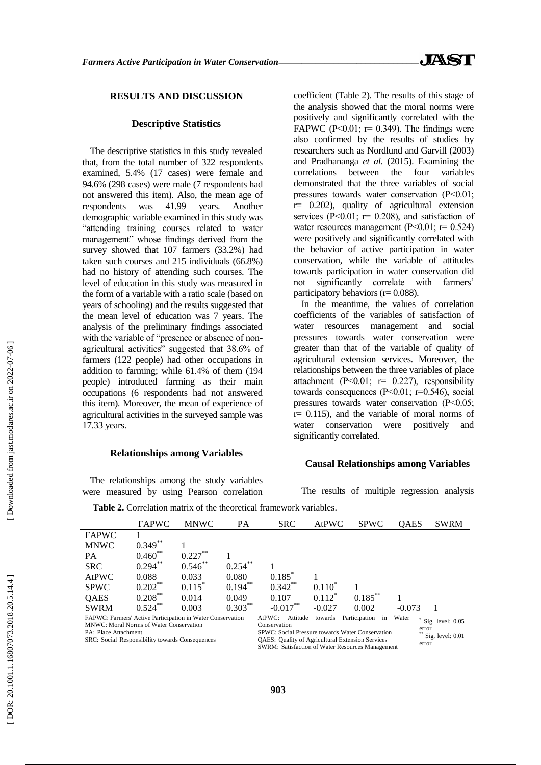## RESULTS AND DISCUSSION

### Descriptive Statistics

The descriptive statistics in this study revealed that, from the total number of 322 respondents examined, 5.4% (17 cases) were female and 94.6% (298 cases) were male (7 respondents had not answered this item). Also, the mean age of respondents was 41.99 years. Another demographic variable examined in this study was "attending training courses related to water management" whose findings derived from the survey showed that 107 farmers (33.2%) had taken such courses and 215 individuals (66.8%) had no history of attending such courses. The level of education in this study was measured in the form of a variable with a ratio scale (based on years of schooling) and the results suggested that the mean level of education was 7 years. The analysis of the preliminary findings associated with the variable of "presence or absence of non-agricultural activities" suggested that 38.6% of farmers (122 people) had other occupations in addition to farming; while 61.4% of them (194 people) introduced farming as their main occupations (6 respondents had not answered this item). Moreover, the mean of experience of agricultural activities in the surveyed sample was 17.33 years.

### Relationships among Variables

The relationships among the study variables were measured by using Pearson correlation coefficient (Table 2). The results of this stage of the analysis showed that the moral norms were positively and significantly correlated with the FAPWC ($P<0.01$; $r= 0.349$). The findings were also confirmed by the results of studies by researchers such as Nordlund and Garvill (2003) and Pradhananga *et al*. (2015). Examining the correlations between the four variables demonstrated that the three variables of social pressures towards water conservation ($P<0.01$; $r= 0.202$), quality of agricultural extension services ($P<0.01$; $r= 0.208$), and satisfaction of water resources management ($P<0.01$; $r= 0.524$) were positively and significantly correlated with the behavior of active participation in water conservation, while the variable of attitudes towards participation in water conservation did not significantly correlate with farmers' participatory behaviors ($r= 0.088$).

In the meantime, the values of correlation coefficients of the variables of satisfaction of water resources management and social pressures towards water conservation were greater than that of the variable of quality of agricultural extension services. Moreover, the relationships between the three variables of place attachment ($P<0.01$; $r= 0.227$), responsibility towards consequences ($P<0.01$; $r=0.546$), social pressures towards water conservation ($P<0.05$; $r= 0.115$), and the variable of moral norms of water conservation were positively and significantly correlated.

### Causal Relationships among Variables

The results of multiple regression analysis

**Table 2.** Correlation matrix of the theoretical framework variables.

| | FAPWC | MNWC | PA | SRC | AtPWC | SPWC | QAES | SWRM |
|---|---|---|---|---|---|---|---|---|
| FAPWC | 1 | | | | | | | |
| MNWC | 0.349** | 1 | | | | | | |
| PA | 0.460** | 0.227** | 1 | | | | | |
| SRC | 0.294** | 0.546** | 0.254** | 1 | | | | |
| AtPWC | 0.088 | 0.033 | 0.080 | 0.185* | 1 | | | |
| SPWC | 0.202** | 0.115* | 0.194** | 0.342** | 0.110* | 1 | | |
| QAES | 0.208** | 0.014 | 0.049 | 0.107 | 0.112* | 0.185** | 1 | |
| SWRM | 0.524** | 0.003 | 0.303** | -0.017** | -0.027 | 0.002 | -0.073 | 1 |

FAPWC: Farmers' Active Participation in Water Conservation; MNWC: Moral Norms of Water Conservation; PA: Place Attachment; SRC: Social Responsibility towards Consequences; AtPWC: Attitude towards Participation in Water Conservation; SPWC: Social Pressure towards Water Conservation; QAES: Quality of Agricultural Extension Services; SWRM: Satisfaction of Water Resources Management. * Sig. level: 0.05 error; ** Sig. level: 0.01 error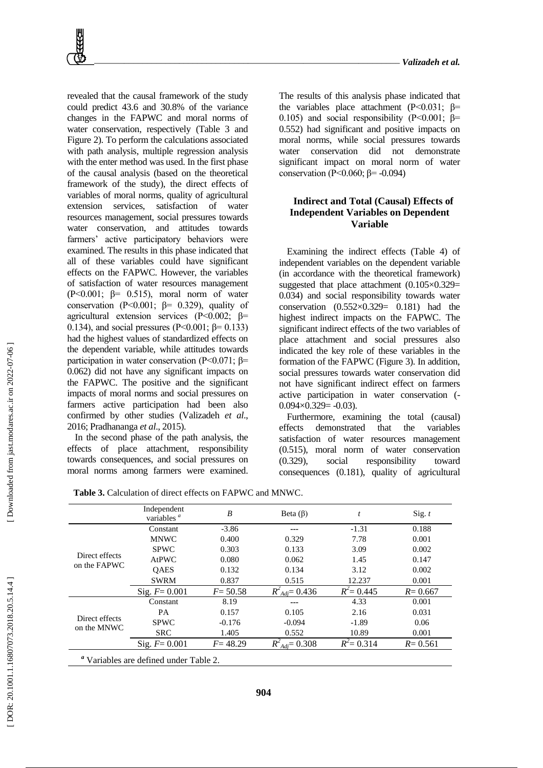revealed that the causal framework of the study could predict 43.6 and 30.8% of the variance changes in the FAPWC and moral norms of water conservation, respectively (Table 3 and Figure 2). To perform the calculations associated with path analysis, multiple regression analysis with the enter method was used. In the first phase of the causal analysis (based on the theoretical framework of the study), the direct effects of variables of moral norms, quality of agricultural extension services, satisfaction of water resources management, social pressures towards water conservation, and attitudes towards farmers' active participatory behaviors were examined. The results in this phase indicated that all of these variables could have significant effects on the FAPWC. However, the variables of satisfaction of water resources management ($P<0.001$; $\beta= 0.515$), moral norm of water conservation ($P<0.001$; $\beta= 0.329$), quality of agricultural extension services ($P<0.002$; $\beta= 0.134$), and social pressures ($P<0.001$; $\beta= 0.133$) had the highest values of standardized effects on the dependent variable, while attitudes towards participation in water conservation ($P<0.071$; $\beta= 0.062$) did not have any significant impacts on the FAPWC. The positive and the significant impacts of moral norms and social pressures on farmers active participation had been also confirmed by other studies (Valizadeh *et al*., 2016; Pradhananga *et al*., 2015).

In the second phase of the path analysis, the effects of place attachment, responsibility towards consequences, and social pressures on moral norms among farmers were examined. The results of this analysis phase indicated that the variables place attachment ($P<0.031$; $\beta= 0.105$) and social responsibility ($P<0.001$; $\beta= 0.552$) had significant and positive impacts on moral norms, while social pressures towards water conservation did not demonstrate significant impact on moral norm of water conservation ($P<0.060$; $\beta= -0.094$)

## Indirect and Total (Causal) Effects of Independent Variables on Dependent Variable

Examining the indirect effects (Table 4) of independent variables on the dependent variable (in accordance with the theoretical framework) suggested that place attachment ($0.105\times0.329= 0.034$) and social responsibility towards water conservation ($0.552\times0.329= 0.181$) had the highest indirect impacts on the FAPWC. The significant indirect effects of the two variables of place attachment and social pressures also indicated the key role of these variables in the formation of the FAPWC (Figure 3). In addition, social pressures towards water conservation did not have significant indirect effect on farmers active participation in water conservation ($-0.094\times0.329= -0.03$).

Furthermore, examining the total (causal) effects demonstrated that the variables satisfaction of water resources management (0.515), moral norm of water conservation (0.329), social responsibility toward consequences (0.181), quality of agricultural

**Table 3.** Calculation of direct effects on FAPWC and MNWC.

| | Independent variables [a] | *B* | Beta (β) | *t* | Sig. *t* |
|---|---|---|---|---|---|
| Direct effects on the FAPWC | Constant | -3.86 | --- | -1.31 | 0.188 |
| | MNWC | 0.400 | 0.329 | 7.78 | 0.001 |
| | SPWC | 0.303 | 0.133 | 3.09 | 0.002 |
| | AtPWC | 0.080 | 0.062 | 1.45 | 0.147 |
| | QAES | 0.132 | 0.134 | 3.12 | 0.002 |
| | SWRM | 0.837 | 0.515 | 12.237 | 0.001 |
| | Sig. $F= 0.001$ | $F= 50.58$ | $R^2_{Adj}= 0.436$ | $R^2= 0.445$ | $R= 0.667$ |
| Direct effects on the MNWC | Constant | 8.19 | --- | 4.33 | 0.001 |
| | PA | 0.157 | 0.105 | 2.16 | 0.031 |
| | SPWC | -0.176 | -0.094 | -1.89 | 0.06 |
| | SRC | 1.405 | 0.552 | 10.89 | 0.001 |
| | Sig. $F= 0.001$ | $F= 48.29$ | $R^2_{Adj}= 0.308$ | $R^2= 0.314$ | $R= 0.561$ |

[a] Variables are defined under Table 2.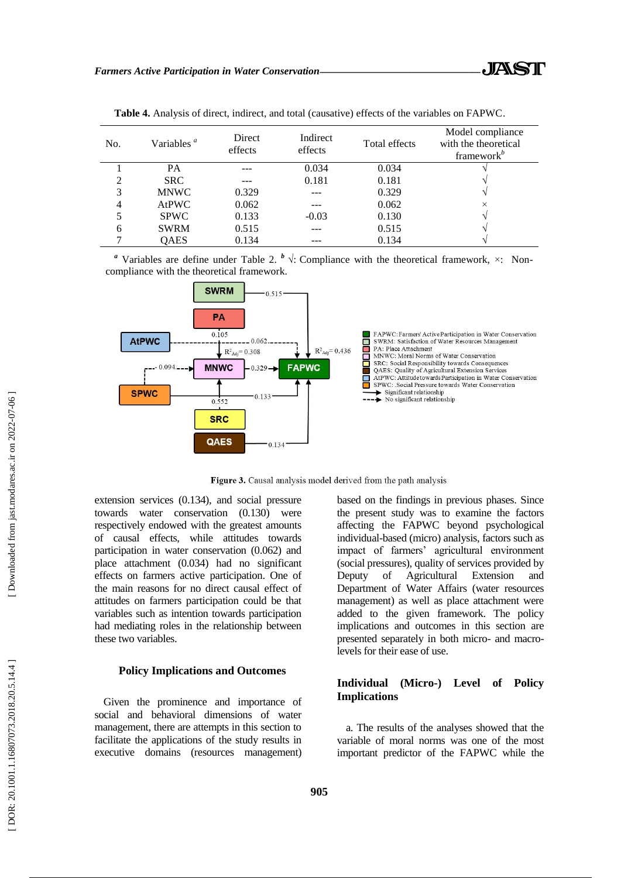**Table 4.** Analysis of direct, indirect, and total (causative) effects of the variables on FAPWC.

| No. | Variables [a] | Direct effects | Indirect effects | Total effects | Model compliance with the theoretical framework[b] |
|---|---|---|---|---|---|
| 1 | PA | --- | 0.034 | 0.034 | √ |
| 2 | SRC | --- | 0.181 | 0.181 | √ |
| 3 | MNWC | 0.329 | --- | 0.329 | √ |
| 4 | AtPWC | 0.062 | --- | 0.062 | × |
| 5 | SPWC | 0.133 | -0.03 | 0.130 | √ |
| 6 | SWRM | 0.515 | --- | 0.515 | √ |
| 7 | QAES | 0.134 | --- | 0.134 | √ |

[a] Variables are define under Table 2. [b] √: Compliance with the theoretical framework, ×: Non-compliance with the theoretical framework.

**Figure 3.** Causal analysis model derived from the path analysis

extension services (0.134), and social pressure towards water conservation (0.130) were respectively endowed with the greatest amounts of causal effects, while attitudes towards participation in water conservation (0.062) and place attachment (0.034) had no significant effects on farmers active participation. One of the main reasons for no direct causal effect of attitudes on farmers participation could be that variables such as intention towards participation had mediating roles in the relationship between these two variables.

## Policy Implications and Outcomes

Given the prominence and importance of social and behavioral dimensions of water management, there are attempts in this section to facilitate the applications of the study results in executive domains (resources management) based on the findings in previous phases. Since the present study was to examine the factors affecting the FAPWC beyond psychological individual-based (micro) analysis, factors such as impact of farmers' agricultural environment (social pressures), quality of services provided by Deputy of Agricultural Extension and Department of Water Affairs (water resources management) as well as place attachment were added to the given framework. The policy implications and outcomes in this section are presented separately in both micro- and macro-levels for their ease of use.

## Individual (Micro-) Level of Policy Implications

a. The results of the analyses showed that the variable of moral norms was one of the most important predictor of the FAPWC while the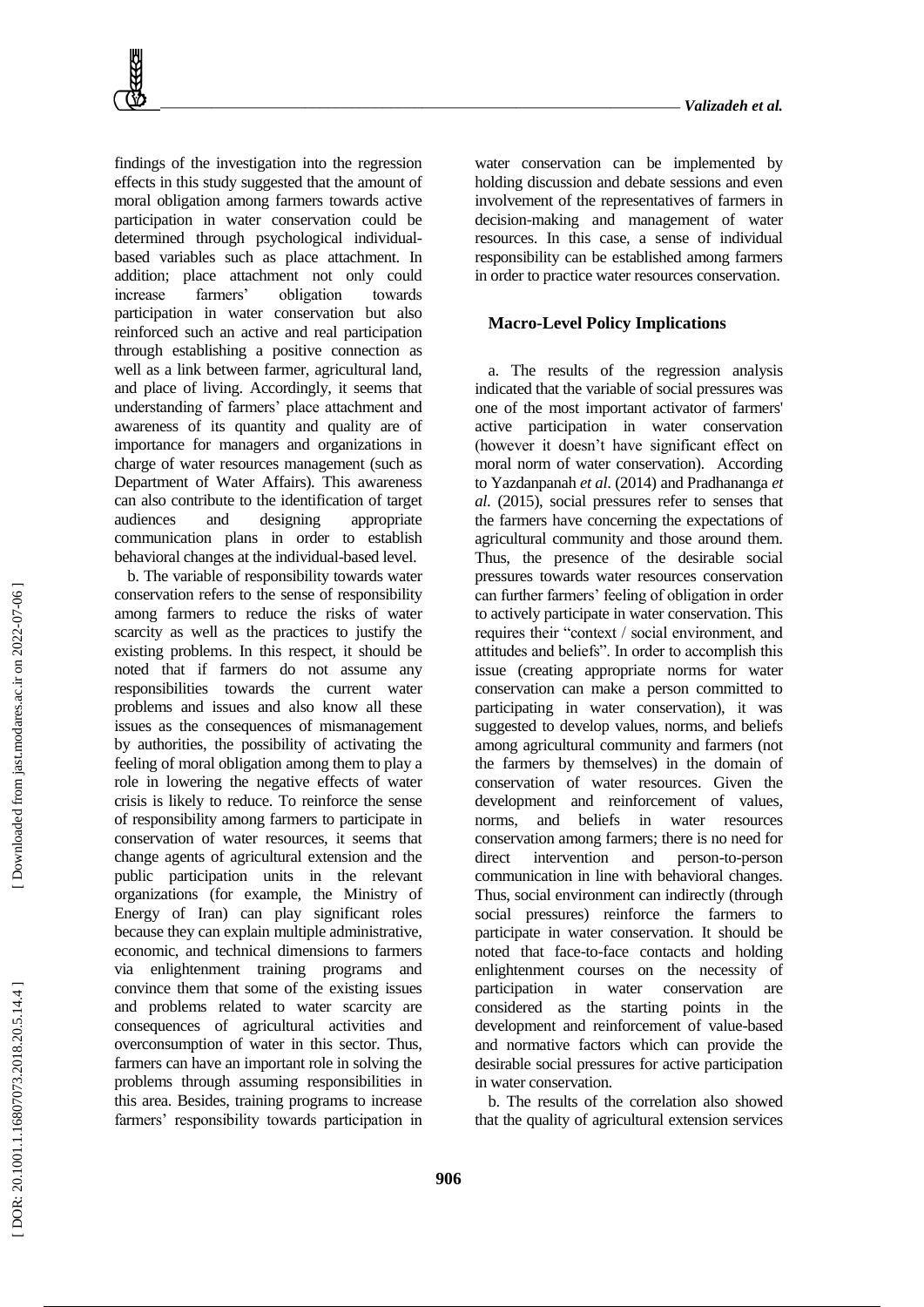findings of the investigation into the regression effects in this study suggested that the amount of moral obligation among farmers towards active participation in water conservation could be determined through psychological individual-based variables such as place attachment. In addition; place attachment not only could increase farmers' obligation towards participation in water conservation but also reinforced such an active and real participation through establishing a positive connection as well as a link between farmer, agricultural land, and place of living. Accordingly, it seems that understanding of farmers' place attachment and awareness of its quantity and quality are of importance for managers and organizations in charge of water resources management (such as Department of Water Affairs). This awareness can also contribute to the identification of target audiences and designing appropriate communication plans in order to establish behavioral changes at the individual-based level.

b. The variable of responsibility towards water conservation refers to the sense of responsibility among farmers to reduce the risks of water scarcity as well as the practices to justify the existing problems. In this respect, it should be noted that if farmers do not assume any responsibilities towards the current water problems and issues and also know all these issues as the consequences of mismanagement by authorities, the possibility of activating the feeling of moral obligation among them to play a role in lowering the negative effects of water crisis is likely to reduce. To reinforce the sense of responsibility among farmers to participate in conservation of water resources, it seems that change agents of agricultural extension and the public participation units in the relevant organizations (for example, the Ministry of Energy of Iran) can play significant roles because they can explain multiple administrative, economic, and technical dimensions to farmers via enlightenment training programs and convince them that some of the existing issues and problems related to water scarcity are consequences of agricultural activities and overconsumption of water in this sector. Thus, farmers can have an important role in solving the problems through assuming responsibilities in this area. Besides, training programs to increase farmers' responsibility towards participation in water conservation can be implemented by holding discussion and debate sessions and even involvement of the representatives of farmers in decision-making and management of water resources. In this case, a sense of individual responsibility can be established among farmers in order to practice water resources conservation.

## Macro-Level Policy Implications

a. The results of the regression analysis indicated that the variable of social pressures was one of the most important activator of farmers' active participation in water conservation (however it doesn't have significant effect on moral norm of water conservation). According to Yazdanpanah *et al*. (2014) and Pradhananga *et al*. (2015), social pressures refer to senses that the farmers have concerning the expectations of agricultural community and those around them. Thus, the presence of the desirable social pressures towards water resources conservation can further farmers' feeling of obligation in order to actively participate in water conservation. This requires their "context / social environment, and attitudes and beliefs". In order to accomplish this issue (creating appropriate norms for water conservation can make a person committed to participating in water conservation), it was suggested to develop values, norms, and beliefs among agricultural community and farmers (not the farmers by themselves) in the domain of conservation of water resources. Given the development and reinforcement of values, norms, and beliefs in water resources conservation among farmers; there is no need for direct intervention and person-to-person communication in line with behavioral changes. Thus, social environment can indirectly (through social pressures) reinforce the farmers to participate in water conservation. It should be noted that face-to-face contacts and holding enlightenment courses on the necessity of participation in water conservation are considered as the starting points in the development and reinforcement of value-based and normative factors which can provide the desirable social pressures for active participation in water conservation.

b. The results of the correlation also showed that the quality of agricultural extension services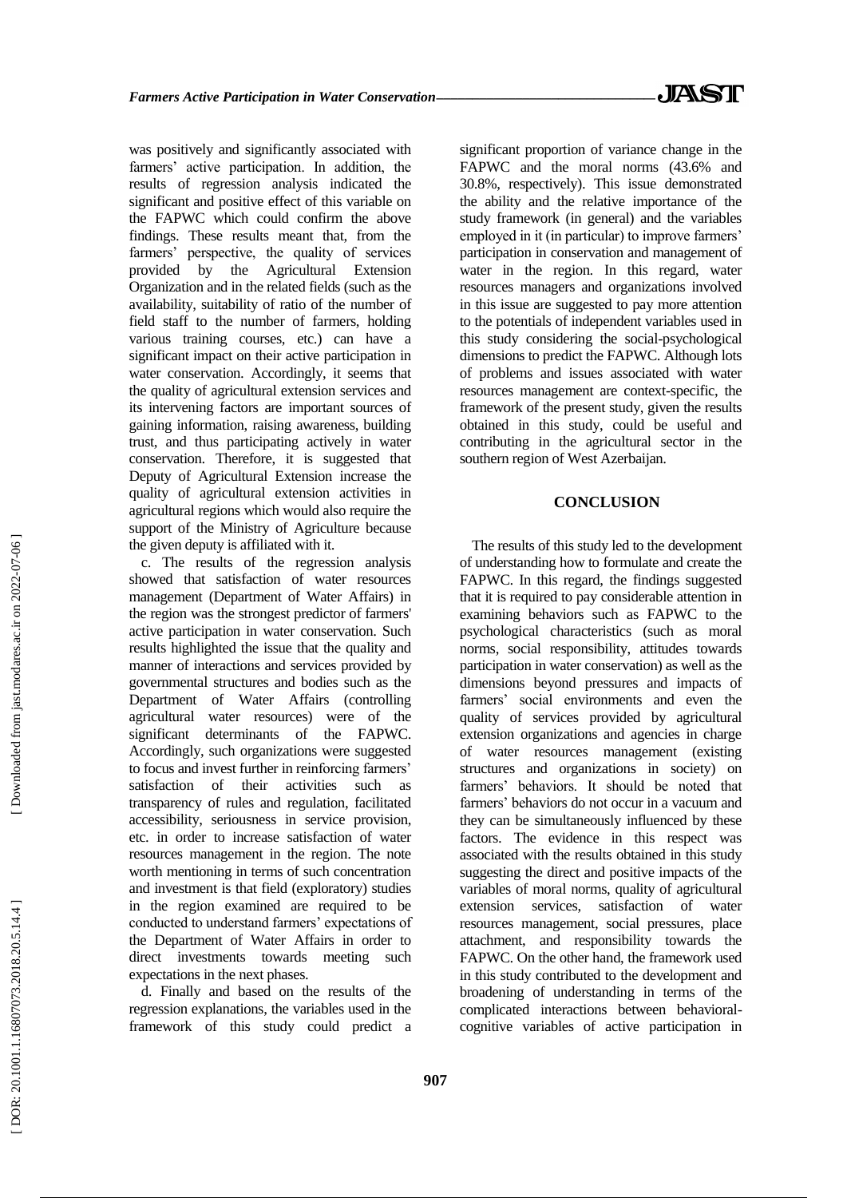was positively and significantly associated with farmers' active participation. In addition, the results of regression analysis indicated the significant and positive effect of this variable on the FAPWC which could confirm the above findings. These results meant that, from the farmers' perspective, the quality of services provided by the Agricultural Extension Organization and in the related fields (such as the availability, suitability of ratio of the number of field staff to the number of farmers, holding various training courses, etc.) can have a significant impact on their active participation in water conservation. Accordingly, it seems that the quality of agricultural extension services and its intervening factors are important sources of gaining information, raising awareness, building trust, and thus participating actively in water conservation. Therefore, it is suggested that Deputy of Agricultural Extension increase the quality of agricultural extension activities in agricultural regions which would also require the support of the Ministry of Agriculture because the given deputy is affiliated with it.

c. The results of the regression analysis showed that satisfaction of water resources management (Department of Water Affairs) in the region was the strongest predictor of farmers' active participation in water conservation. Such results highlighted the issue that the quality and manner of interactions and services provided by governmental structures and bodies such as the Department of Water Affairs (controlling agricultural water resources) were of the significant determinants of the FAPWC. Accordingly, such organizations were suggested to focus and invest further in reinforcing farmers' satisfaction of their activities such as transparency of rules and regulation, facilitated accessibility, seriousness in service provision, etc. in order to increase satisfaction of water resources management in the region. The note worth mentioning in terms of such concentration and investment is that field (exploratory) studies in the region examined are required to be conducted to understand farmers' expectations of the Department of Water Affairs in order to direct investments towards meeting such expectations in the next phases.

d. Finally and based on the results of the regression explanations, the variables used in the framework of this study could predict a significant proportion of variance change in the FAPWC and the moral norms (43.6% and 30.8%, respectively). This issue demonstrated the ability and the relative importance of the study framework (in general) and the variables employed in it (in particular) to improve farmers' participation in conservation and management of water in the region. In this regard, water resources managers and organizations involved in this issue are suggested to pay more attention to the potentials of independent variables used in this study considering the social-psychological dimensions to predict the FAPWC. Although lots of problems and issues associated with water resources management are context-specific, the framework of the present study, given the results obtained in this study, could be useful and contributing in the agricultural sector in the southern region of West Azerbaijan.

## CONCLUSION

The results of this study led to the development of understanding how to formulate and create the FAPWC. In this regard, the findings suggested that it is required to pay considerable attention in examining behaviors such as FAPWC to the psychological characteristics (such as moral norms, social responsibility, attitudes towards participation in water conservation) as well as the dimensions beyond pressures and impacts of farmers' social environments and even the quality of services provided by agricultural extension organizations and agencies in charge of water resources management (existing structures and organizations in society) on farmers' behaviors. It should be noted that farmers' behaviors do not occur in a vacuum and they can be simultaneously influenced by these factors. The evidence in this respect was associated with the results obtained in this study suggesting the direct and positive impacts of the variables of moral norms, quality of agricultural extension services, satisfaction of water resources management, social pressures, place attachment, and responsibility towards the FAPWC. On the other hand, the framework used in this study contributed to the development and broadening of understanding in terms of the complicated interactions between behavioral-cognitive variables of active participation in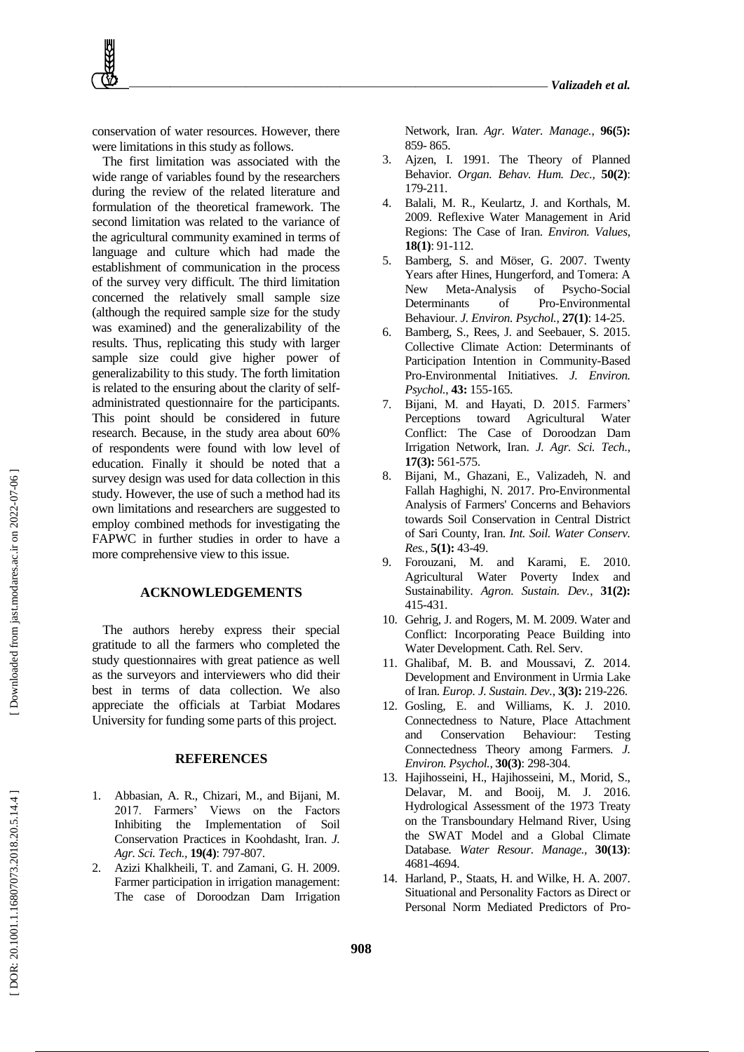conservation of water resources. However, there were limitations in this study as follows.

The first limitation was associated with the wide range of variables found by the researchers during the review of the related literature and formulation of the theoretical framework. The second limitation was related to the variance of the agricultural community examined in terms of language and culture which had made the establishment of communication in the process of the survey very difficult. The third limitation concerned the relatively small sample size (although the required sample size for the study was examined) and the generalizability of the results. Thus, replicating this study with larger sample size could give higher power of generalizability to this study. The forth limitation is related to the ensuring about the clarity of self-administrated questionnaire for the participants. This point should be considered in future research. Because, in the study area about 60% of respondents were found with low level of education. Finally it should be noted that a survey design was used for data collection in this study. However, the use of such a method had its own limitations and researchers are suggested to employ combined methods for investigating the FAPWC in further studies in order to have a more comprehensive view to this issue.

## ACKNOWLEDGEMENTS

The authors hereby express their special gratitude to all the farmers who completed the study questionnaires with great patience as well as the surveyors and interviewers who did their best in terms of data collection. We also appreciate the officials at Tarbiat Modares University for funding some parts of this project.

## REFERENCES

1. Abbasian, A. R., Chizari, M., and Bijani, M. 2017. Farmers' Views on the Factors Inhibiting the Implementation of Soil Conservation Practices in Koohdasht, Iran. *J. Agr. Sci. Tech.*, **19(4)**: 797-807.
2. Azizi Khalkheili, T. and Zamani, G. H. 2009. Farmer participation in irrigation management: The case of Doroodzan Dam Irrigation Network, Iran. *Agr. Water. Manage.*, **96(5):** 859- 865.
3. Ajzen, I. 1991. The Theory of Planned Behavior. *Organ. Behav. Hum. Dec.*, **50(2)**: 179-211.
4. Balali, M. R., Keulartz, J. and Korthals, M. 2009. Reflexive Water Management in Arid Regions: The Case of Iran. *Environ. Values*, **18(1)**: 91-112.
5. Bamberg, S. and Möser, G. 2007. Twenty Years after Hines, Hungerford, and Tomera: A New Meta-Analysis of Psycho-Social Determinants of Pro-Environmental Behaviour. *J. Environ. Psychol.*, **27(1)**: 14-25.
6. Bamberg, S., Rees, J. and Seebauer, S. 2015. Collective Climate Action: Determinants of Participation Intention in Community-Based Pro-Environmental Initiatives. *J. Environ. Psychol.*, **43:** 155-165.
7. Bijani, M. and Hayati, D. 2015. Farmers' Perceptions toward Agricultural Water Conflict: The Case of Doroodzan Dam Irrigation Network, Iran. *J. Agr. Sci. Tech.*, **17(3):** 561-575.
8. Bijani, M., Ghazani, E., Valizadeh, N. and Fallah Haghighi, N. 2017. Pro-Environmental Analysis of Farmers' Concerns and Behaviors towards Soil Conservation in Central District of Sari County, Iran. *Int. Soil. Water Conserv. Res.*, **5(1):** 43-49.
9. Forouzani, M. and Karami, E. 2010. Agricultural Water Poverty Index and Sustainability. *Agron. Sustain. Dev.*, **31(2):** 415-431.
10. Gehrig, J. and Rogers, M. M. 2009. Water and Conflict: Incorporating Peace Building into Water Development. Cath. Rel. Serv.
11. Ghalibaf, M. B. and Moussavi, Z. 2014. Development and Environment in Urmia Lake of Iran. *Europ. J. Sustain. Dev.*, **3(3):** 219-226.
12. Gosling, E. and Williams, K. J. 2010. Connectedness to Nature, Place Attachment and Conservation Behaviour: Testing Connectedness Theory among Farmers. *J. Environ. Psychol.*, **30(3)**: 298-304.
13. Hajihosseini, H., Hajihosseini, M., Morid, S., Delavar, M. and Booij, M. J. 2016. Hydrological Assessment of the 1973 Treaty on the Transboundary Helmand River, Using the SWAT Model and a Global Climate Database. *Water Resour. Manage.*, **30(13)**: 4681-4694.
14. Harland, P., Staats, H. and Wilke, H. A. 2007. Situational and Personality Factors as Direct or Personal Norm Mediated Predictors of Pro-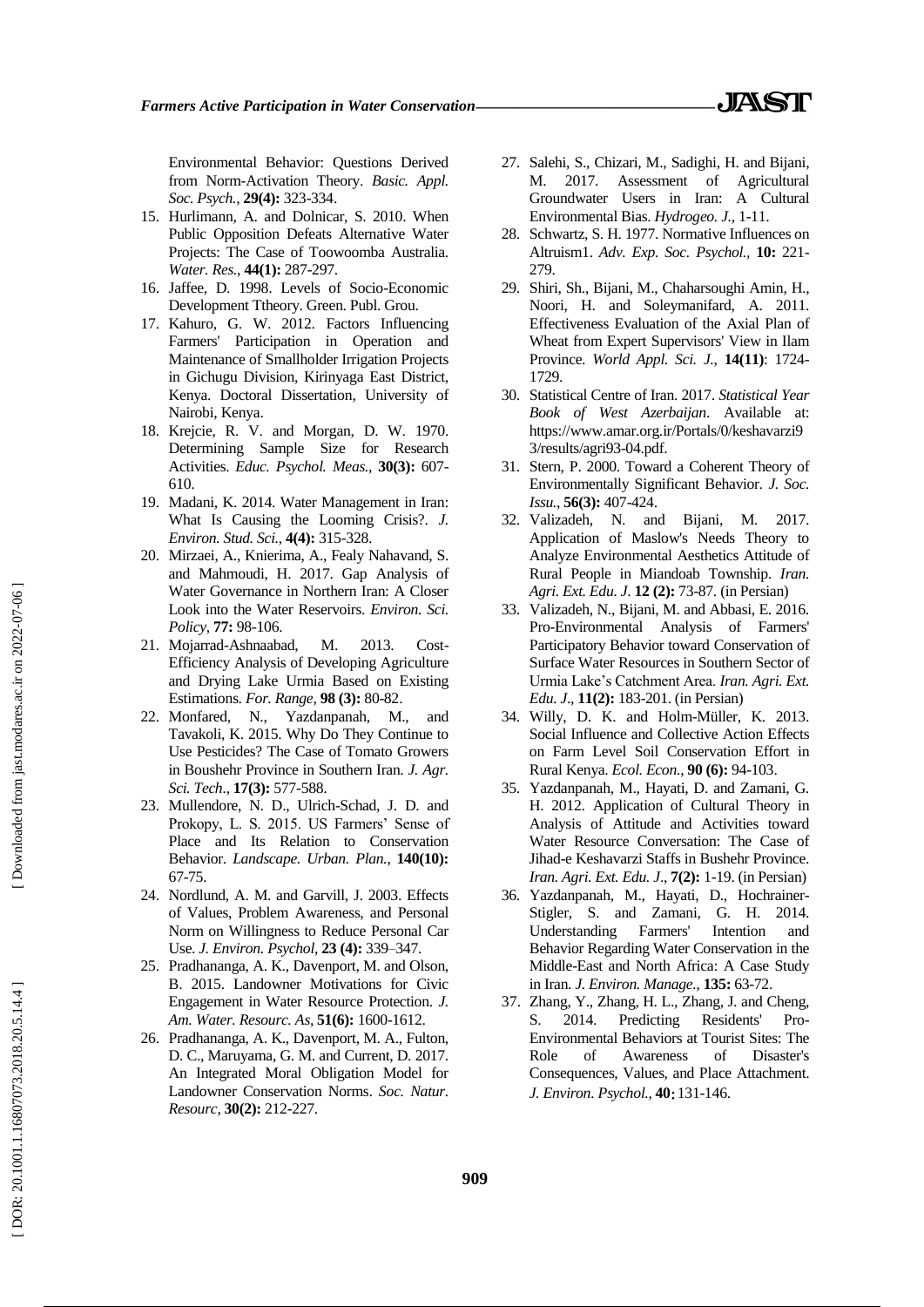Environmental Behavior: Questions Derived from Norm-Activation Theory. *Basic. Appl. Soc. Psych.,* **29(4):** 323-334.

15. Hurlimann, A. and Dolnicar, S. 2010. When Public Opposition Defeats Alternative Water Projects: The Case of Toowoomba Australia. *Water. Res.*, **44(1):** 287-297.
16. Jaffee, D. 1998. Levels of Socio-Economic Development Ttheory. Green. Publ. Grou.
17. Kahuro, G. W. 2012. Factors Influencing Farmers' Participation in Operation and Maintenance of Smallholder Irrigation Projects in Gichugu Division, Kirinyaga East District, Kenya. Doctoral Dissertation, University of Nairobi, Kenya.
18. Krejcie, R. V. and Morgan, D. W. 1970. Determining Sample Size for Research Activities. *Educ. Psychol. Meas.*, **30(3):** 607-610.
19. Madani, K. 2014. Water Management in Iran: What Is Causing the Looming Crisis?. *J. Environ. Stud. Sci.*, **4(4):** 315-328.
20. Mirzaei, A., Knierima, A., Fealy Nahavand, S. and Mahmoudi, H. 2017. Gap Analysis of Water Governance in Northern Iran: A Closer Look into the Water Reservoirs. *Environ. Sci. Policy*, **77:** 98-106.
21. Mojarrad-Ashnaabad, M. 2013. Cost-Efficiency Analysis of Developing Agriculture and Drying Lake Urmia Based on Existing Estimations. *For. Range*, **98 (3):** 80-82.
22. Monfared, N., Yazdanpanah, M., and Tavakoli, K. 2015. Why Do They Continue to Use Pesticides? The Case of Tomato Growers in Boushehr Province in Southern Iran. *J. Agr. Sci. Tech*., **17(3):** 577-588.
23. Mullendore, N. D., Ulrich-Schad, J. D. and Prokopy, L. S. 2015. US Farmers' Sense of Place and Its Relation to Conservation Behavior. *Landscape. Urban. Plan.*, **140(10):** 67-75.
24. Nordlund, A. M. and Garvill, J. 2003. Effects of Values, Problem Awareness, and Personal Norm on Willingness to Reduce Personal Car Use. *J. Environ. Psychol*, **23 (4):** 339–347.
25. Pradhananga, A. K., Davenport, M. and Olson, B. 2015. Landowner Motivations for Civic Engagement in Water Resource Protection. *J. Am. Water. Resourc. As*, **51(6):** 1600-1612.
26. Pradhananga, A. K., Davenport, M. A., Fulton, D. C., Maruyama, G. M. and Current, D. 2017. An Integrated Moral Obligation Model for Landowner Conservation Norms. *Soc. Natur. Resourc*, **30(2):** 212-227.
27. Salehi, S., Chizari, M., Sadighi, H. and Bijani, M. 2017. Assessment of Agricultural Groundwater Users in Iran: A Cultural Environmental Bias. *Hydrogeo. J.*, 1-11.
28. Schwartz, S. H. 1977. Normative Influences on Altruism1. *Adv. Exp. Soc. Psychol.,* **10:** 221-279.
29. Shiri, Sh., Bijani, M., Chaharsoughi Amin, H., Noori, H. and Soleymanifard, A. 2011. Effectiveness Evaluation of the Axial Plan of Wheat from Expert Supervisors' View in Ilam Province. *World Appl. Sci. J.,* **14(11)**: 1724-1729.
30. Statistical Centre of Iran. 2017. *Statistical Year Book of West Azerbaijan*. Available at: https://www.amar.org.ir/Portals/0/keshavarzi93/results/agri93-04.pdf.
31. Stern, P. 2000. Toward a Coherent Theory of Environmentally Significant Behavior. *J. Soc. Issu.*, **56(3):** 407-424.
32. Valizadeh, N. and Bijani, M. 2017. Application of Maslow's Needs Theory to Analyze Environmental Aesthetics Attitude of Rural People in Miandoab Township. *Iran. Agri. Ext. Edu. J*. **12 (2):** 73-87. (in Persian)
33. Valizadeh, N., Bijani, M. and Abbasi, E. 2016. Pro-Environmental Analysis of Farmers' Participatory Behavior toward Conservation of Surface Water Resources in Southern Sector of Urmia Lake's Catchment Area. *Iran. Agri. Ext. Edu. J*., **11(2):** 183-201. (in Persian)
34. Willy, D. K. and Holm-Müller, K. 2013. Social Influence and Collective Action Effects on Farm Level Soil Conservation Effort in Rural Kenya. *Ecol. Econ.*, **90 (6):** 94-103.
35. Yazdanpanah, M., Hayati, D. and Zamani, G. H. 2012. Application of Cultural Theory in Analysis of Attitude and Activities toward Water Resource Conversation: The Case of Jihad-e Keshavarzi Staffs in Bushehr Province. *Iran. Agri. Ext. Edu. J*., **7(2):** 1-19. (in Persian)
36. Yazdanpanah, M., Hayati, D., Hochrainer-Stigler, S. and Zamani, G. H. 2014. Understanding Farmers' Intention and Behavior Regarding Water Conservation in the Middle-East and North Africa: A Case Study in Iran. *J. Environ. Manage.*, **135:** 63-72.
37. Zhang, Y., Zhang, H. L., Zhang, J. and Cheng, S. 2014. Predicting Residents' Pro-Environmental Behaviors at Tourist Sites: The Role of Awareness of Disaster's Consequences, Values, and Place Attachment. *J. Environ. Psychol.*, **40:** 131-146.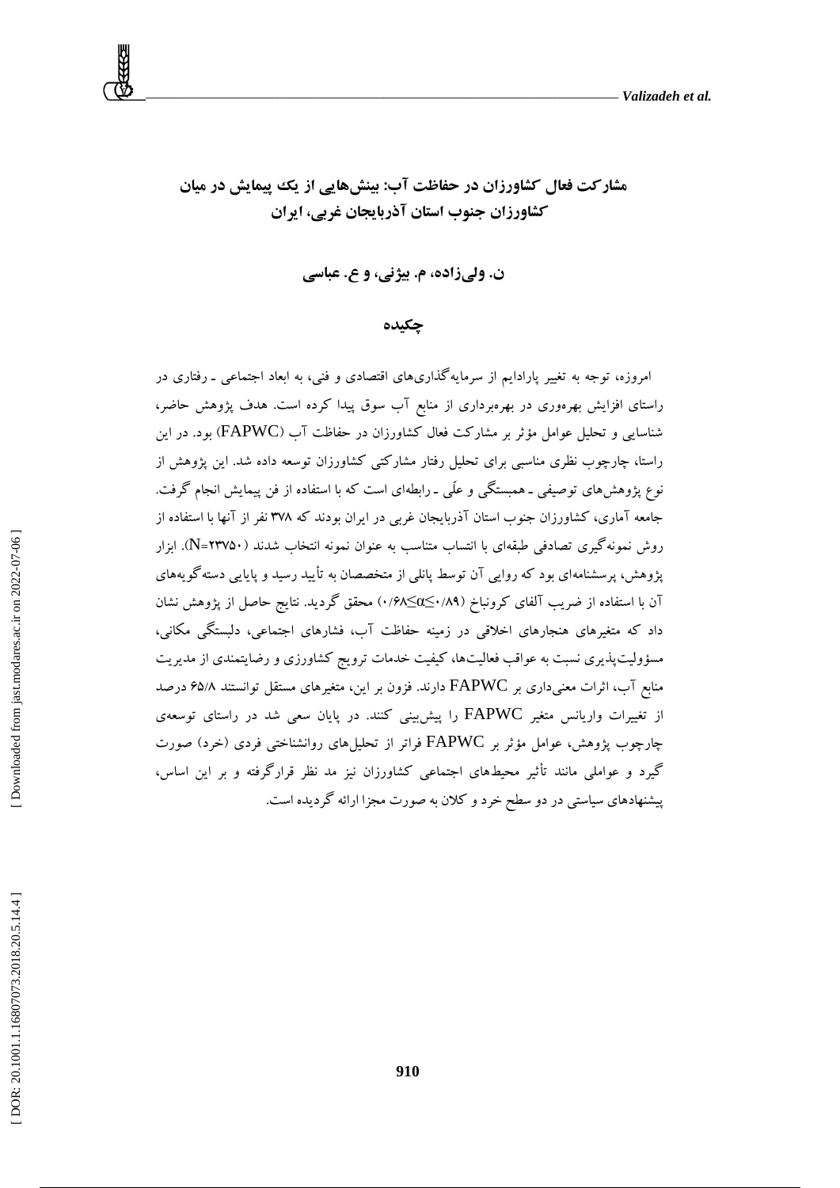# مشارکت فعال کشاورزان در حفاظت آب: بینش‌هایی از یک پیمایش در میان کشاورزان جنوب استان آذربایجان غربی، ایران

**ن. ولی‌زاده، م. بیژنی، و ع. عباسی**

## چکیده

امروزه، توجه به تغییر پارادایم از سرمایه‌گذاری‌های اقتصادی و فنی، به ابعاد اجتماعی ـ رفتاری در راستای افزایش بهره‌وری در بهره‌برداری از منابع آب سوق پیدا کرده است. هدف پژوهش حاضر، شناسایی و تحلیل عوامل مؤثر بر مشارکت فعال کشاورزان در حفاظت آب (FAPWC) بود. در این راستا، چارچوب نظری مناسبی برای تحلیل رفتار مشارکتی کشاورزان توسعه داده شد. این پژوهش از نوع پژوهش‌های توصیفی ـ همبستگی و علّی ـ رابطه‌ای است که با استفاده از فن پیمایش انجام گرفت. جامعه آماری، کشاورزان جنوب استان آذربایجان غربی در ایران بودند که ۳۷۸ نفر از آنها با استفاده از روش نمونه‌گیری تصادفی طبقه‌ای با انتساب متناسب به عنوان نمونه انتخاب شدند (N=۲۳۷۵۰). ابزار پژوهش، پرسشنامه‌ای بود که روایی آن توسط پانلی از متخصصان به تأیید رسید و پایایی دسته‌گویه‌های آن با استفاده از ضریب آلفای کرونباخ (۰/۸۹≥$\alpha$≥۰/۶۸) محقق گردید. نتایج حاصل از پژوهش نشان داد که متغیرهای هنجارهای اخلاقی در زمینه حفاظت آب، فشارهای اجتماعی، دلبستگی مکانی، مسؤولیت‌پذیری نسبت به عواقب فعالیت‌ها، کیفیت خدمات ترویج کشاورزی و رضایتمندی از مدیریت منابع آب، اثرات معنی‌داری بر FAPWC دارند. فزون بر این، متغیرهای مستقل توانستند ۶۵/۸ درصد از تغییرات واریانس متغیر FAPWC را پیش‌بینی کنند. در پایان سعی شد در راستای توسعه‌ی چارچوب پژوهش، عوامل مؤثر بر FAPWC فراتر از تحلیل‌های روانشناختی فردی (خرد) صورت گیرد و عواملی مانند تأثیر محیط‌های اجتماعی کشاورزان نیز مد نظر قرارگرفته و بر این اساس، پیشنهادهای سیاستی در دو سطح خرد و کلان به صورت مجزا ارائه گردیده است.